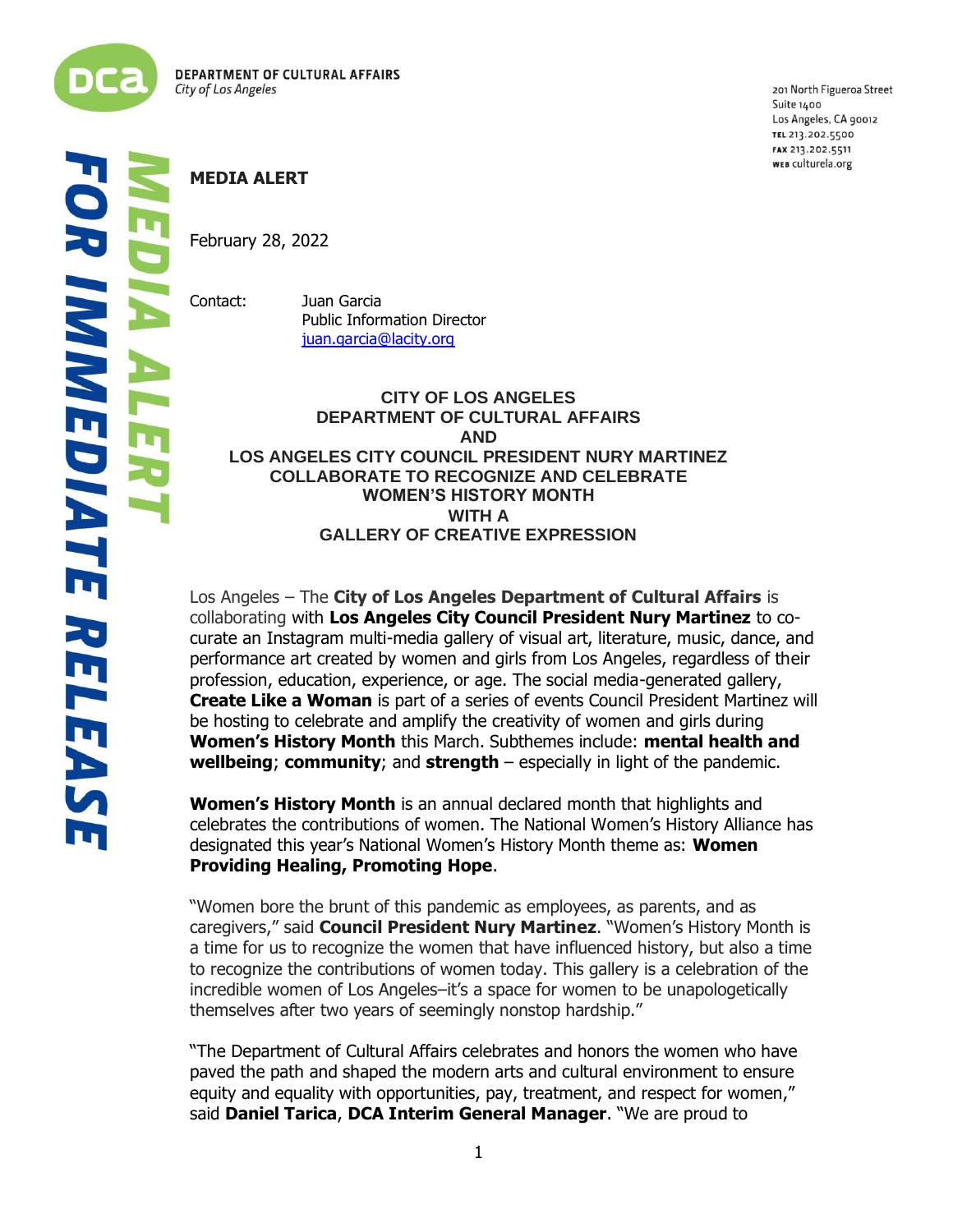DEPARTMENT OF CULTURAL AFFAIRS
*City of Los Angeles*

201 North Figueroa Street
Suite 1400
Los Angeles, CA 90012
TEL 213.202.5500
FAX 213.202.5511
WEB culturela.org

***MEDIA ALERT***
***FOR IMMEDIATE RELEASE***

**MEDIA ALERT**

February 28, 2022

Contact: Juan Garcia
Public Information Director
juan.garcia@lacity.org

**CITY OF LOS ANGELES**
**DEPARTMENT OF CULTURAL AFFAIRS**
**AND**
**LOS ANGELES CITY COUNCIL PRESIDENT NURY MARTINEZ**
**COLLABORATE TO RECOGNIZE AND CELEBRATE**
**WOMEN'S HISTORY MONTH**
**WITH A**
**GALLERY OF CREATIVE EXPRESSION**

Los Angeles – The **City of Los Angeles Department of Cultural Affairs** is collaborating with **Los Angeles City Council President Nury Martinez** to co-curate an Instagram multi-media gallery of visual art, literature, music, dance, and performance art created by women and girls from Los Angeles, regardless of their profession, education, experience, or age. The social media-generated gallery, **Create Like a Woman** is part of a series of events Council President Martinez will be hosting to celebrate and amplify the creativity of women and girls during **Women's History Month** this March. Subthemes include: **mental health and wellbeing**; **community**; and **strength** – especially in light of the pandemic.

**Women's History Month** is an annual declared month that highlights and celebrates the contributions of women. The National Women's History Alliance has designated this year's National Women's History Month theme as: **Women Providing Healing, Promoting Hope**.

"Women bore the brunt of this pandemic as employees, as parents, and as caregivers," said **Council President Nury Martinez**. "Women's History Month is a time for us to recognize the women that have influenced history, but also a time to recognize the contributions of women today. This gallery is a celebration of the incredible women of Los Angeles–it's a space for women to be unapologetically themselves after two years of seemingly nonstop hardship."

"The Department of Cultural Affairs celebrates and honors the women who have paved the path and shaped the modern arts and cultural environment to ensure equity and equality with opportunities, pay, treatment, and respect for women," said **Daniel Tarica**, **DCA Interim General Manager**. "We are proud to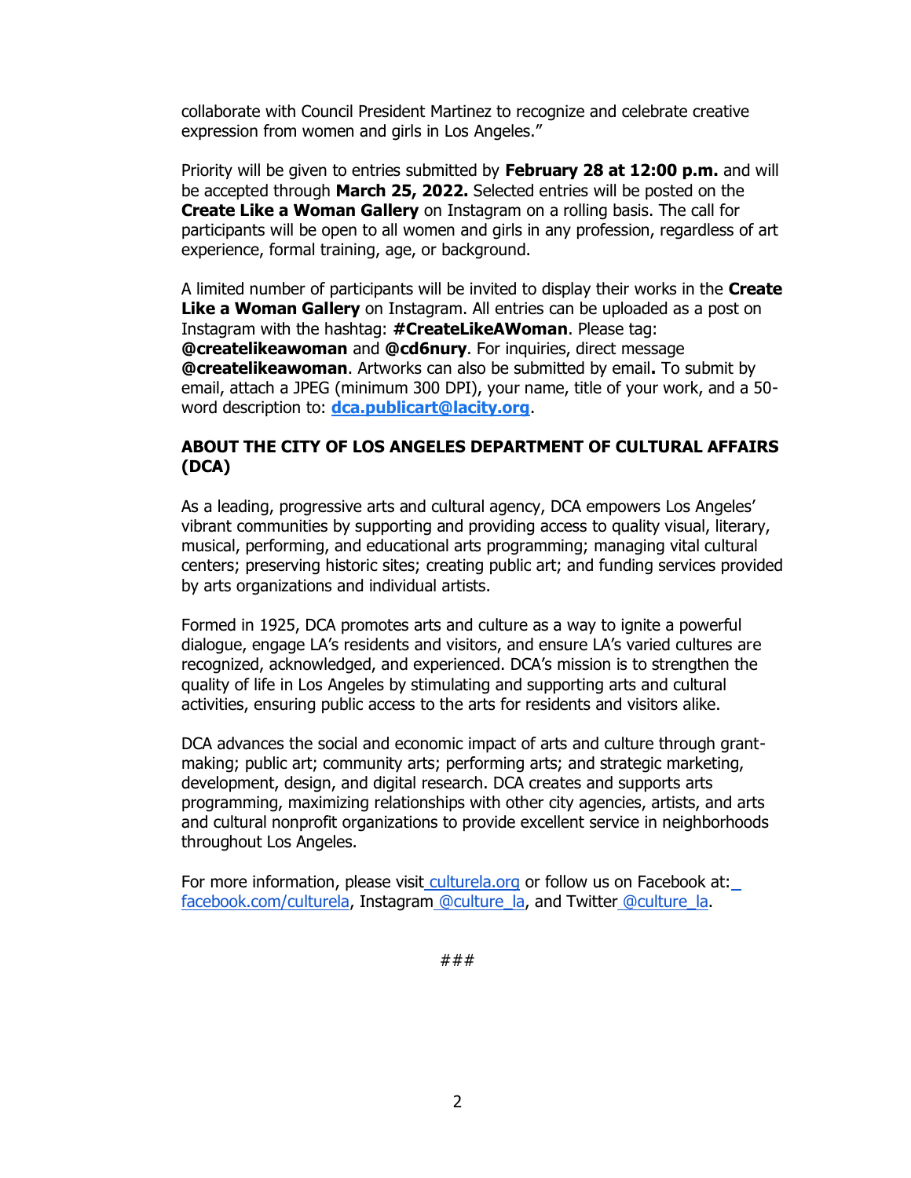collaborate with Council President Martinez to recognize and celebrate creative expression from women and girls in Los Angeles."

Priority will be given to entries submitted by **February 28 at 12:00 p.m.** and will be accepted through **March 25, 2022.** Selected entries will be posted on the **Create Like a Woman Gallery** on Instagram on a rolling basis. The call for participants will be open to all women and girls in any profession, regardless of art experience, formal training, age, or background.

A limited number of participants will be invited to display their works in the **Create Like a Woman Gallery** on Instagram. All entries can be uploaded as a post on Instagram with the hashtag: **#CreateLikeAWoman**. Please tag: **@createlikeawoman** and **@cd6nury**. For inquiries, direct message **@createlikeawoman**. Artworks can also be submitted by email**.** To submit by email, attach a JPEG (minimum 300 DPI), your name, title of your work, and a 50-word description to: **dca.publicart@lacity.org**.

## ABOUT THE CITY OF LOS ANGELES DEPARTMENT OF CULTURAL AFFAIRS (DCA)

As a leading, progressive arts and cultural agency, DCA empowers Los Angeles' vibrant communities by supporting and providing access to quality visual, literary, musical, performing, and educational arts programming; managing vital cultural centers; preserving historic sites; creating public art; and funding services provided by arts organizations and individual artists.

Formed in 1925, DCA promotes arts and culture as a way to ignite a powerful dialogue, engage LA's residents and visitors, and ensure LA's varied cultures are recognized, acknowledged, and experienced. DCA's mission is to strengthen the quality of life in Los Angeles by stimulating and supporting arts and cultural activities, ensuring public access to the arts for residents and visitors alike.

DCA advances the social and economic impact of arts and culture through grant-making; public art; community arts; performing arts; and strategic marketing, development, design, and digital research. DCA creates and supports arts programming, maximizing relationships with other city agencies, artists, and arts and cultural nonprofit organizations to provide excellent service in neighborhoods throughout Los Angeles.

For more information, please visit culturela.org or follow us on Facebook at: facebook.com/culturela, Instagram @culture_la, and Twitter @culture_la.

###